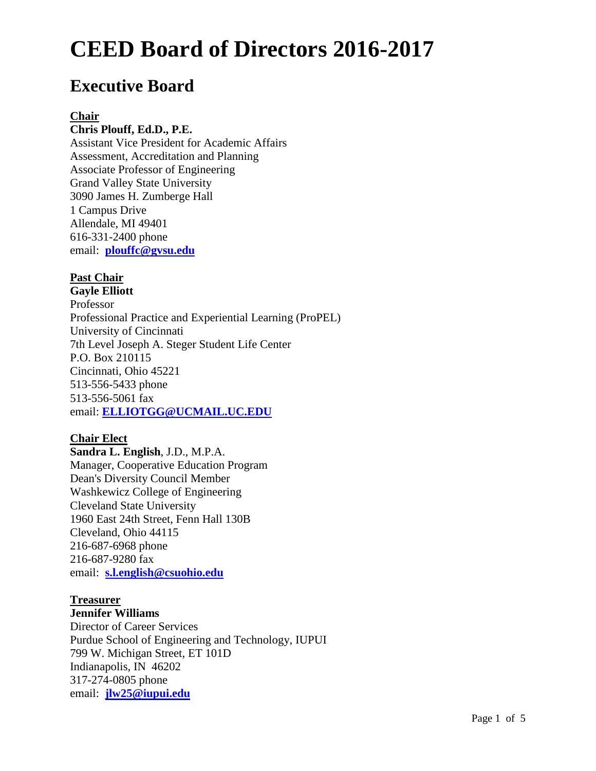# CEED Board of Directors 2016-2017

## Executive Board

**Chair**
**Chris Plouff, Ed.D., P.E.**
Assistant Vice President for Academic Affairs
Assessment, Accreditation and Planning
Associate Professor of Engineering
Grand Valley State University
3090 James H. Zumberge Hall
1 Campus Drive
Allendale, MI 49401
616-331-2400 phone
email: **plouffc@gvsu.edu**

**Past Chair**
**Gayle Elliott**
Professor
Professional Practice and Experiential Learning (ProPEL)
University of Cincinnati
7th Level Joseph A. Steger Student Life Center
P.O. Box 210115
Cincinnati, Ohio 45221
513-556-5433 phone
513-556-5061 fax
email: **ELLIOTGG@UCMAIL.UC.EDU**

**Chair Elect**
**Sandra L. English**, J.D., M.P.A.
Manager, Cooperative Education Program
Dean's Diversity Council Member
Washkewicz College of Engineering
Cleveland State University
1960 East 24th Street, Fenn Hall 130B
Cleveland, Ohio 44115
216-687-6968 phone
216-687-9280 fax
email: **s.l.english@csuohio.edu**

**Treasurer**
**Jennifer Williams**
Director of Career Services
Purdue School of Engineering and Technology, IUPUI
799 W. Michigan Street, ET 101D
Indianapolis, IN 46202
317-274-0805 phone
email: **jlw25@iupui.edu**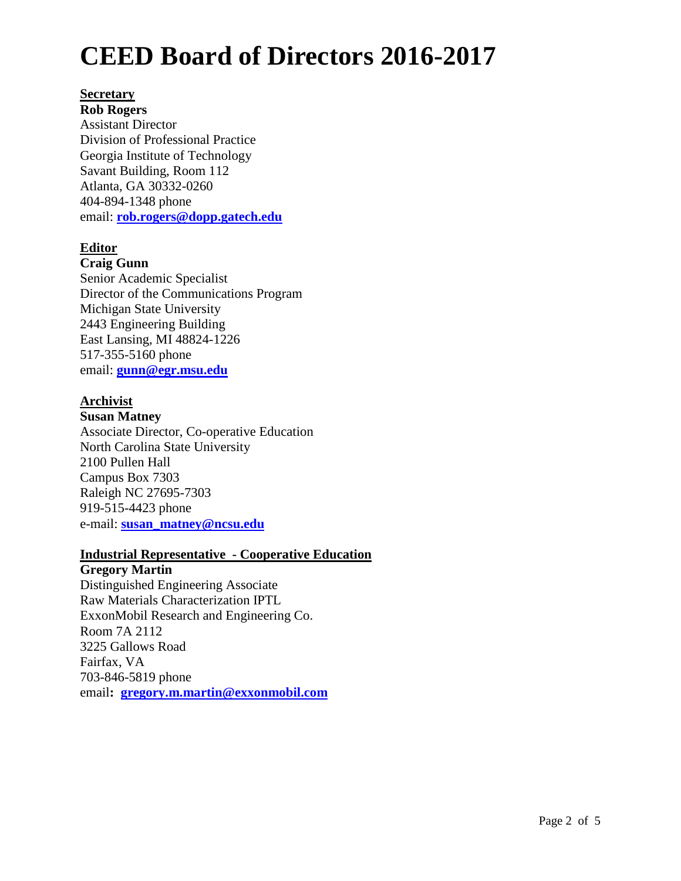# CEED Board of Directors 2016-2017

**Secretary**

**Rob Rogers**
Assistant Director
Division of Professional Practice
Georgia Institute of Technology
Savant Building, Room 112
Atlanta, GA 30332-0260
404-894-1348 phone
email: **rob.rogers@dopp.gatech.edu**

**Editor**

**Craig Gunn**
Senior Academic Specialist
Director of the Communications Program
Michigan State University
2443 Engineering Building
East Lansing, MI 48824-1226
517-355-5160 phone
email: **gunn@egr.msu.edu**

**Archivist**

**Susan Matney**
Associate Director, Co-operative Education
North Carolina State University
2100 Pullen Hall
Campus Box 7303
Raleigh NC 27695-7303
919-515-4423 phone
e-mail: **susan_matney@ncsu.edu**

**Industrial Representative - Cooperative Education**

**Gregory Martin**
Distinguished Engineering Associate
Raw Materials Characterization IPTL
ExxonMobil Research and Engineering Co.
Room 7A 2112
3225 Gallows Road
Fairfax, VA
703-846-5819 phone
email**:** **gregory.m.martin@exxonmobil.com**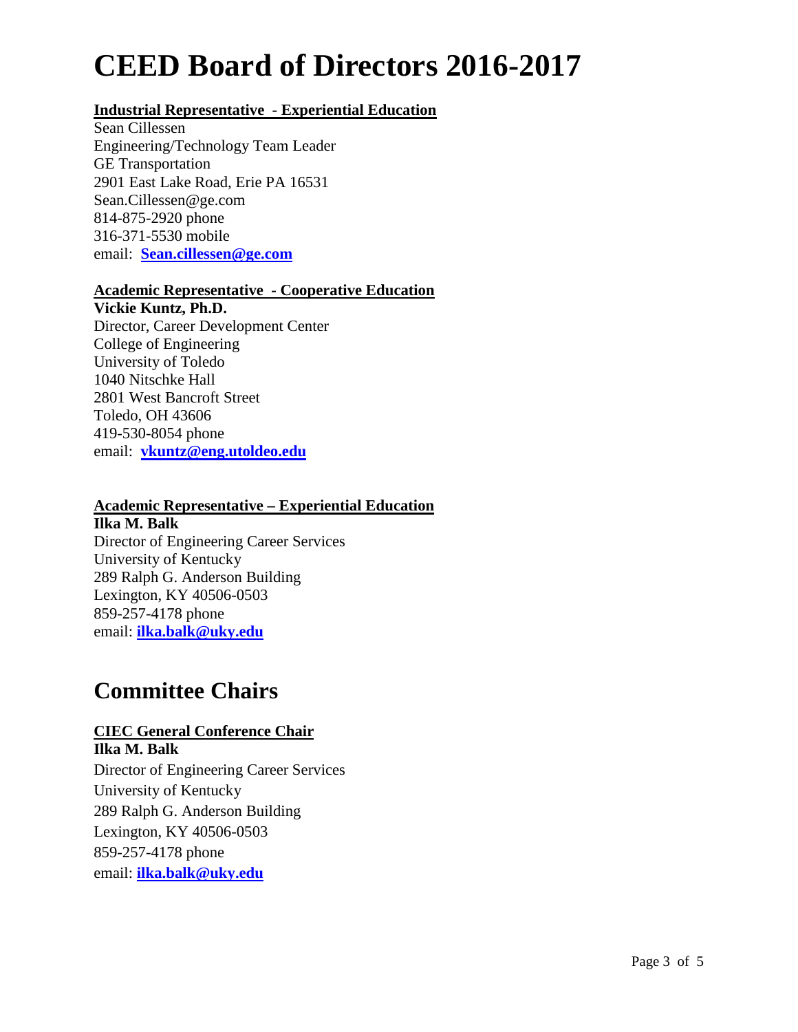# CEED Board of Directors 2016-2017

**Industrial Representative - Experiential Education**

Sean Cillessen
Engineering/Technology Team Leader
GE Transportation
2901 East Lake Road, Erie PA 16531
Sean.Cillessen@ge.com
814-875-2920 phone
316-371-5530 mobile
email: **Sean.cillessen@ge.com**

**Academic Representative - Cooperative Education**

**Vickie Kuntz, Ph.D.**
Director, Career Development Center
College of Engineering
University of Toledo
1040 Nitschke Hall
2801 West Bancroft Street
Toledo, OH 43606
419-530-8054 phone
email: **vkuntz@eng.utoldeo.edu**

**Academic Representative – Experiential Education**

**Ilka M. Balk**
Director of Engineering Career Services
University of Kentucky
289 Ralph G. Anderson Building
Lexington, KY 40506-0503
859-257-4178 phone
email: **ilka.balk@uky.edu**

## Committee Chairs

**CIEC General Conference Chair**

**Ilka M. Balk**
Director of Engineering Career Services
University of Kentucky
289 Ralph G. Anderson Building
Lexington, KY 40506-0503
859-257-4178 phone
email: **ilka.balk@uky.edu**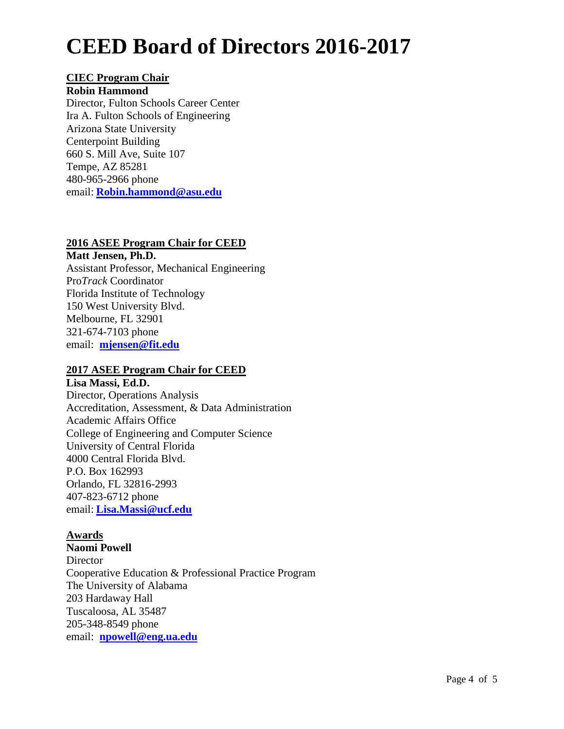# CEED Board of Directors 2016-2017

**CIEC Program Chair**

**Robin Hammond**
Director, Fulton Schools Career Center
Ira A. Fulton Schools of Engineering
Arizona State University
Centerpoint Building
660 S. Mill Ave, Suite 107
Tempe, AZ 85281
480-965-2966 phone
email: **Robin.hammond@asu.edu**

**2016 ASEE Program Chair for CEED**

**Matt Jensen, Ph.D.**
Assistant Professor, Mechanical Engineering
Pro*Track* Coordinator
Florida Institute of Technology
150 West University Blvd.
Melbourne, FL 32901
321-674-7103 phone
email: **mjensen@fit.edu**

**2017 ASEE Program Chair for CEED**

**Lisa Massi, Ed.D.**
Director, Operations Analysis
Accreditation, Assessment, & Data Administration
Academic Affairs Office
College of Engineering and Computer Science
University of Central Florida
4000 Central Florida Blvd.
P.O. Box 162993
Orlando, FL 32816-2993
407-823-6712 phone
email: **Lisa.Massi@ucf.edu**

**Awards**

**Naomi Powell**
Director
Cooperative Education & Professional Practice Program
The University of Alabama
203 Hardaway Hall
Tuscaloosa, AL 35487
205-348-8549 phone
email: **npowell@eng.ua.edu**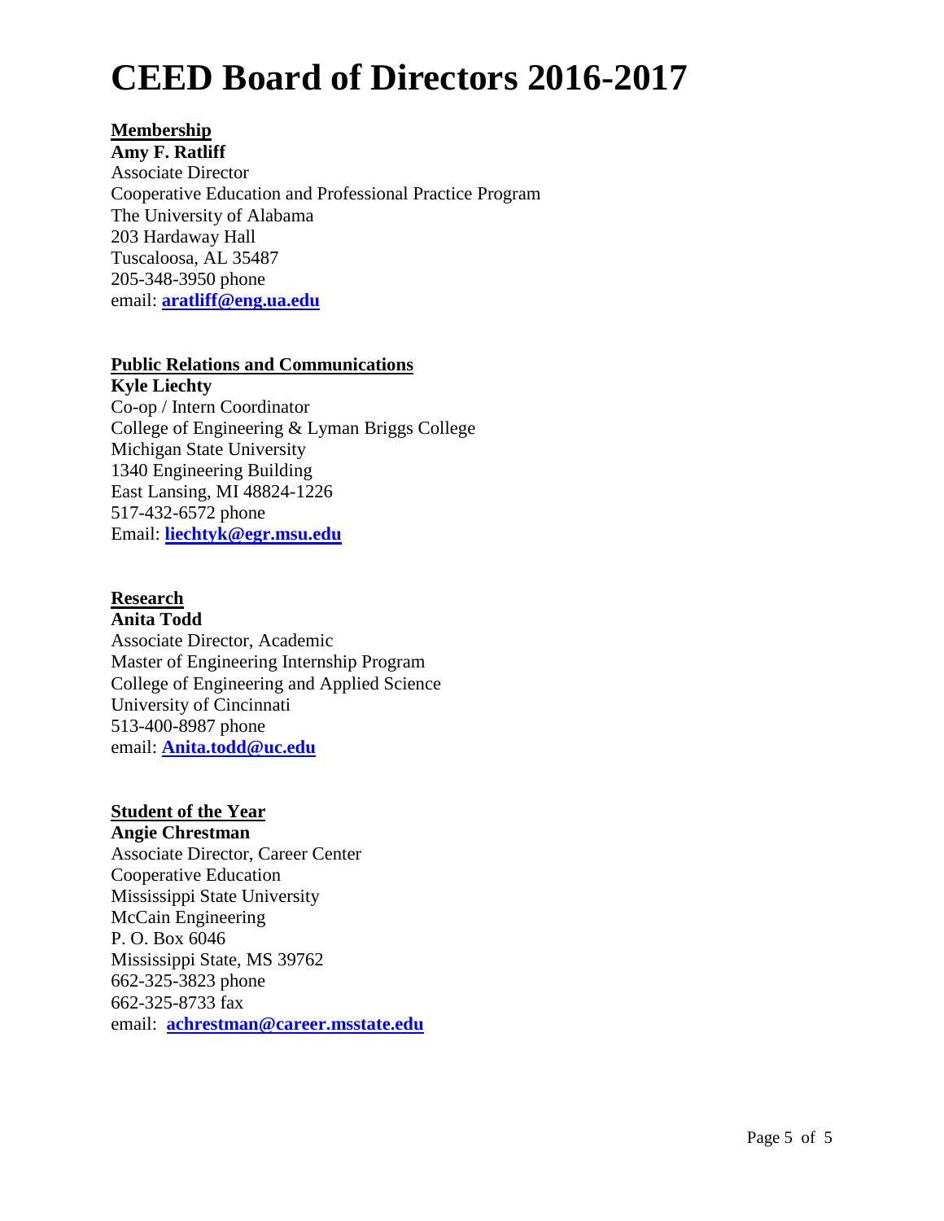# CEED Board of Directors 2016-2017

**Membership**

**Amy F. Ratliff**
Associate Director
Cooperative Education and Professional Practice Program
The University of Alabama
203 Hardaway Hall
Tuscaloosa, AL 35487
205-348-3950 phone
email: **aratliff@eng.ua.edu**

**Public Relations and Communications**

**Kyle Liechty**
Co-op / Intern Coordinator
College of Engineering & Lyman Briggs College
Michigan State University
1340 Engineering Building
East Lansing, MI 48824-1226
517-432-6572 phone
Email: **liechtyk@egr.msu.edu**

**Research**

**Anita Todd**
Associate Director, Academic
Master of Engineering Internship Program
College of Engineering and Applied Science
University of Cincinnati
513-400-8987 phone
email: **Anita.todd@uc.edu**

**Student of the Year**

**Angie Chrestman**
Associate Director, Career Center
Cooperative Education
Mississippi State University
McCain Engineering
P. O. Box 6046
Mississippi State, MS 39762
662-325-3823 phone
662-325-8733 fax
email: **achrestman@career.msstate.edu**